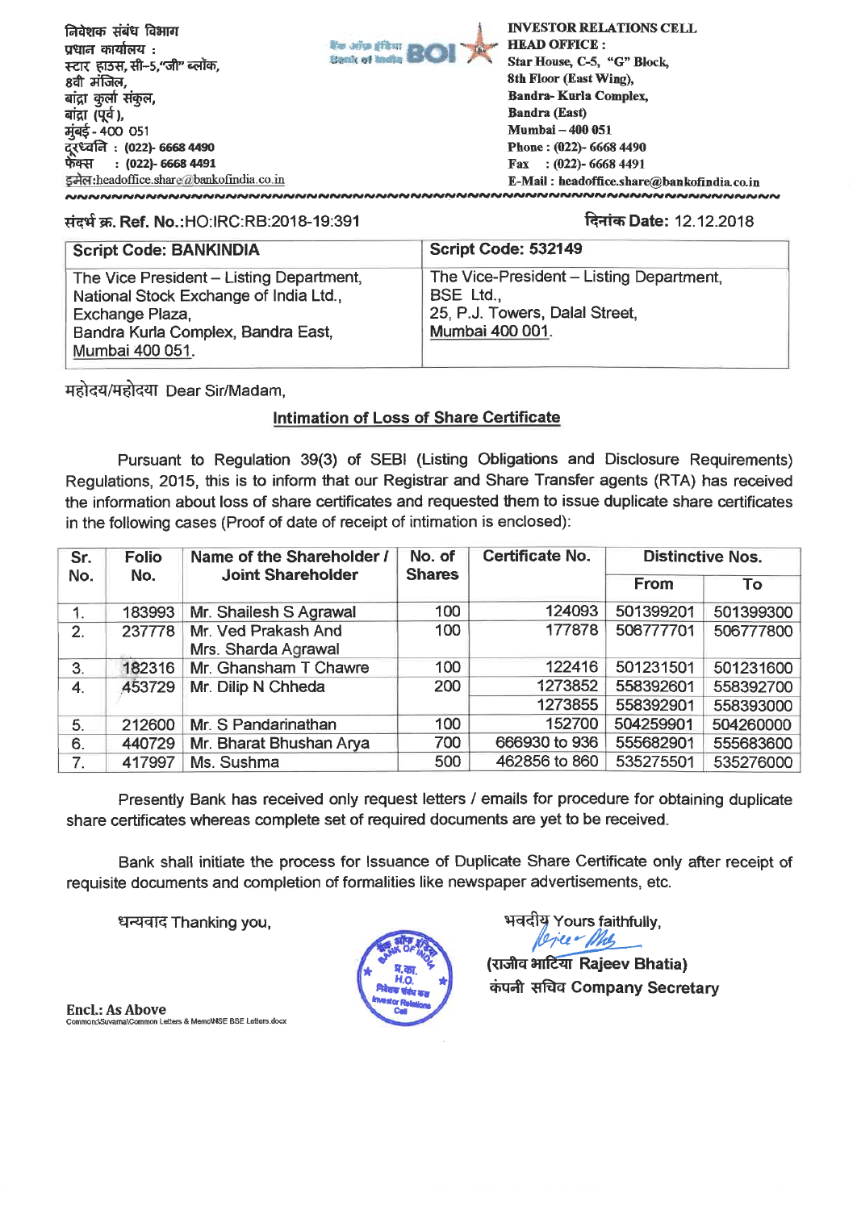निवेशक संबंध विभाग
प्रधान कार्यालय :
स्टार हाउस, सी–5,"जी" ब्लॉक,
8वी मंजिल,
बांद्रा कुर्ला संकुल,
बांद्रा (पूर्व ),
मुंबई - 400 051
दूरध्वनि : (022)- 6668 4490
फॅक्स : (022)- 6668 4491
इमेल:headoffice.share@bankofindia.co.in

**INVESTOR RELATIONS CELL**
**HEAD OFFICE :**
**Star House, C-5, "G" Block,**
**8th Floor (East Wing),**
**Bandra- Kurla Complex,**
**Bandra (East)**
**Mumbai – 400 051**
**Phone : (022)- 6668 4490**
**Fax : (022)- 6668 4491**
**E-Mail : headoffice.share@bankofindia.co.in**

संदर्भ क्र. Ref. No.:HO:IRC:RB:2018-19:391

दिनांक Date: 12.12.2018

| Script Code: BANKINDIA | Script Code: 532149 |
|---|---|
| The Vice President – Listing Department, National Stock Exchange of India Ltd., Exchange Plaza, Bandra Kurla Complex, Bandra East, Mumbai 400 051. | The Vice-President – Listing Department, BSE Ltd., 25, P.J. Towers, Dalal Street, Mumbai 400 001. |

महोदय/महोदया Dear Sir/Madam,

**Intimation of Loss of Share Certificate**

Pursuant to Regulation 39(3) of SEBI (Listing Obligations and Disclosure Requirements) Regulations, 2015, this is to inform that our Registrar and Share Transfer agents (RTA) has received the information about loss of share certificates and requested them to issue duplicate share certificates in the following cases (Proof of date of receipt of intimation is enclosed):

| Sr. No. | Folio No. | Name of the Shareholder / Joint Shareholder | No. of Shares | Certificate No. | Distinctive Nos. | |
|---|---|---|---|---|---|---|
| | | | | | From | To |
| 1. | 183993 | Mr. Shailesh S Agrawal | 100 | 124093 | 501399201 | 501399300 |
| 2. | 237778 | Mr. Ved Prakash And Mrs. Sharda Agrawal | 100 | 177878 | 506777701 | 506777800 |
| 3. | 182316 | Mr. Ghansham T Chawre | 100 | 122416 | 501231501 | 501231600 |
| 4. | 453729 | Mr. Dilip N Chheda | 200 | 1273852 | 558392601 | 558392700 |
| | | | | 1273855 | 558392901 | 558393000 |
| 5. | 212600 | Mr. S Pandarinathan | 100 | 152700 | 504259901 | 504260000 |
| 6. | 440729 | Mr. Bharat Bhushan Arya | 700 | 666930 to 936 | 555682901 | 555683600 |
| 7. | 417997 | Ms. Sushma | 500 | 462856 to 860 | 535275501 | 535276000 |

Presently Bank has received only request letters / emails for procedure for obtaining duplicate share certificates whereas complete set of required documents are yet to be received.

Bank shall initiate the process for Issuance of Duplicate Share Certificate only after receipt of requisite documents and completion of formalities like newspaper advertisements, etc.

धन्यवाद Thanking you,

भवदीय Yours faithfully,

(राजीव भाटिया Rajeev Bhatia)
कंपनी सचिव Company Secretary

**Encl.: As Above**

Common:\Suvarna\Common Letters & Memo\NSE BSE Letters.docx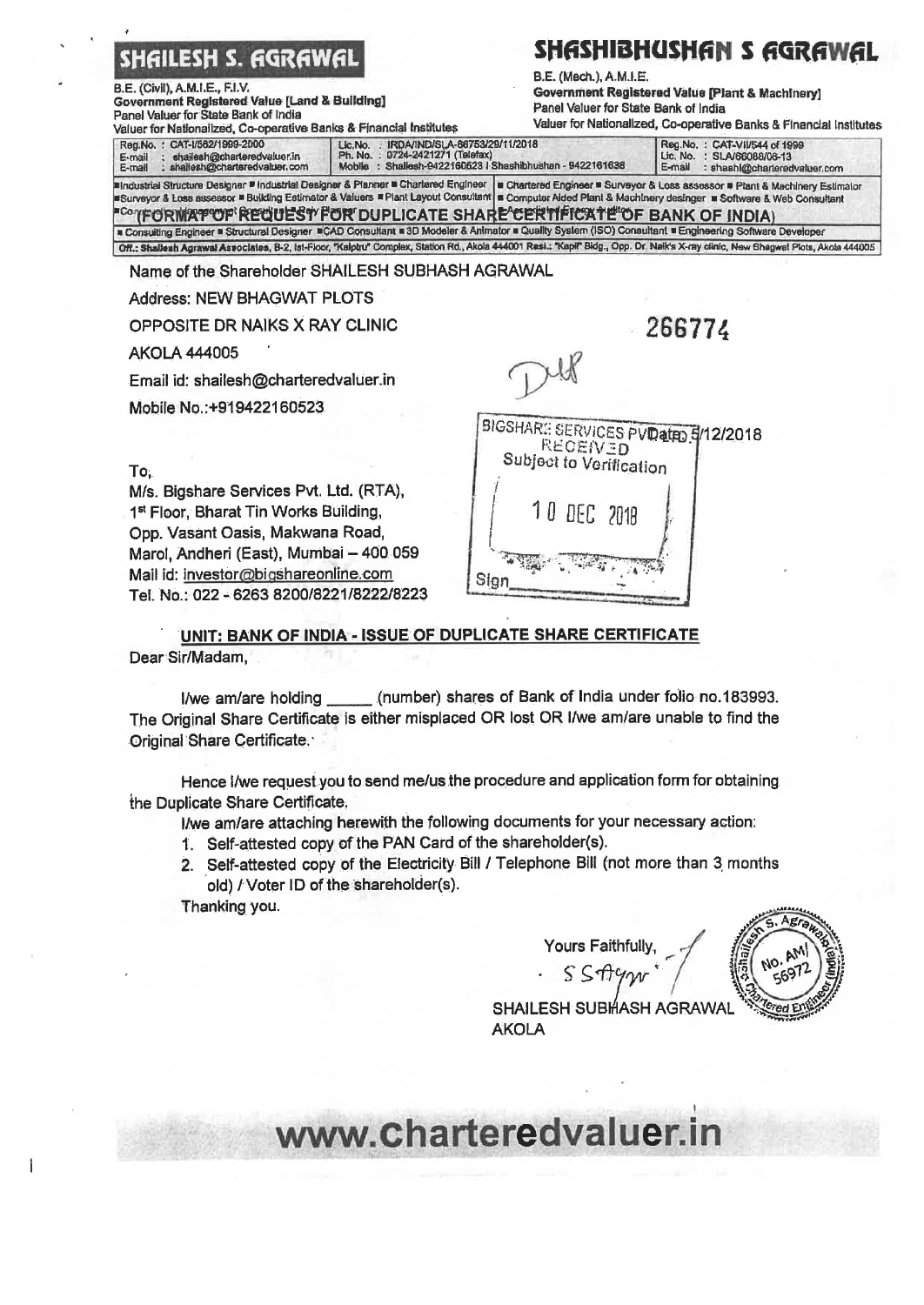# SHAILESH S. AGRAWAL

B.E. (Civil), A.M.I.E., F.I.V.
Government Registered Value [Land & Building]
Panel Valuer for State Bank of India
Valuer for Nationalized, Co-operative Banks & Financial Institutes

# SHASHIBHUSHAN S AGRAWAL

B.E. (Mech.), A.M.I.E.
Government Registered Value [Plant & Machinery]
Panel Valuer for State Bank of India
Valuer for Nationalized, Co-operative Banks & Financial Institutes

| Reg.No. : CAT-I/562/1999-2000<br>E-mail : shailesh@charteredvaluer.in<br>E-mail : shailesh@charteredvaluer.com | Lic.No. : IRDA/IND/SLA-86753/29/11/2018<br>Ph. No. : 0724-2421271 (Telefax)<br>Mobile : Shailesh-9422160523 I Shashibhushan - 9422161636 | Reg.No. : CAT-VII/544 of 1999<br>Lic. No. : SLA/66086/08-13<br>E-mail : shashi@charteredvaluer.com |
|---|---|---|

■ Industrial Structure Designer ■ Industrial Designer & Planner ■ Chartered Engineer ■ Surveyor & Loss assessor ■ Building Estimator & Valuers ■ Plant Layout Consultant ■ Chartered Engineer ■ Surveyor & Loss assessor ■ Plant & Machinery Estimator ■ Computer Aided Plant & Machinery desinger ■ Software & Web Consultant

## (FORMAT OF REQUEST FOR DUPLICATE SHARE CERTIFICATE OF BANK OF INDIA)

■ Consulting Engineer ■ Structural Designer ■ CAD Consultant ■ 3D Modeler & Animator ■ Quality System (ISO) Consultant ■ Engineering Software Developer

Off.: Shailesh Agrawal Associates, B-2, Ist-Floor, "Kalptru" Complex, Station Rd., Akola 444001 Resi.: "Kapil" Bldg., Opp. Dr. Naik's X-ray clinic, New Bhagwat Plots, Akola 444005

Name of the Shareholder SHAILESH SUBHASH AGRAWAL

Address: NEW BHAGWAT PLOTS

OPPOSITE DR NAIKS X RAY CLINIC

AKOLA 444005

Email id: shailesh@charteredvaluer.in

Mobile No.:+919422160523

266774

Dup

Dated 5/12/2018

BIGSHARE SERVICES PVT. LTD.
RECEIVED
Subject to Verification
10 DEC 2018
Sign

To,
M/s. Bigshare Services Pvt. Ltd. (RTA),
1st Floor, Bharat Tin Works Building,
Opp. Vasant Oasis, Makwana Road,
Marol, Andheri (East), Mumbai – 400 059
Mail id: investor@bigshareonline.com
Tel. No.: 022 - 6263 8200/8221/8222/8223

**UNIT: BANK OF INDIA - ISSUE OF DUPLICATE SHARE CERTIFICATE**

Dear Sir/Madam,

I/we am/are holding _____ (number) shares of Bank of India under folio no.183993. The Original Share Certificate is either misplaced OR lost OR I/we am/are unable to find the Original Share Certificate.

Hence I/we request you to send me/us the procedure and application form for obtaining the Duplicate Share Certificate.

I/we am/are attaching herewith the following documents for your necessary action:

1. Self-attested copy of the PAN Card of the shareholder(s).
2. Self-attested copy of the Electricity Bill / Telephone Bill (not more than 3 months old) / Voter ID of the shareholder(s).

Thanking you.

Yours Faithfully,

SSAgw

SHAILESH SUBHASH AGRAWAL
AKOLA

S. Agrawal, No. AM/ 56972, Chartered Engineer (India)

www.charteredvaluer.in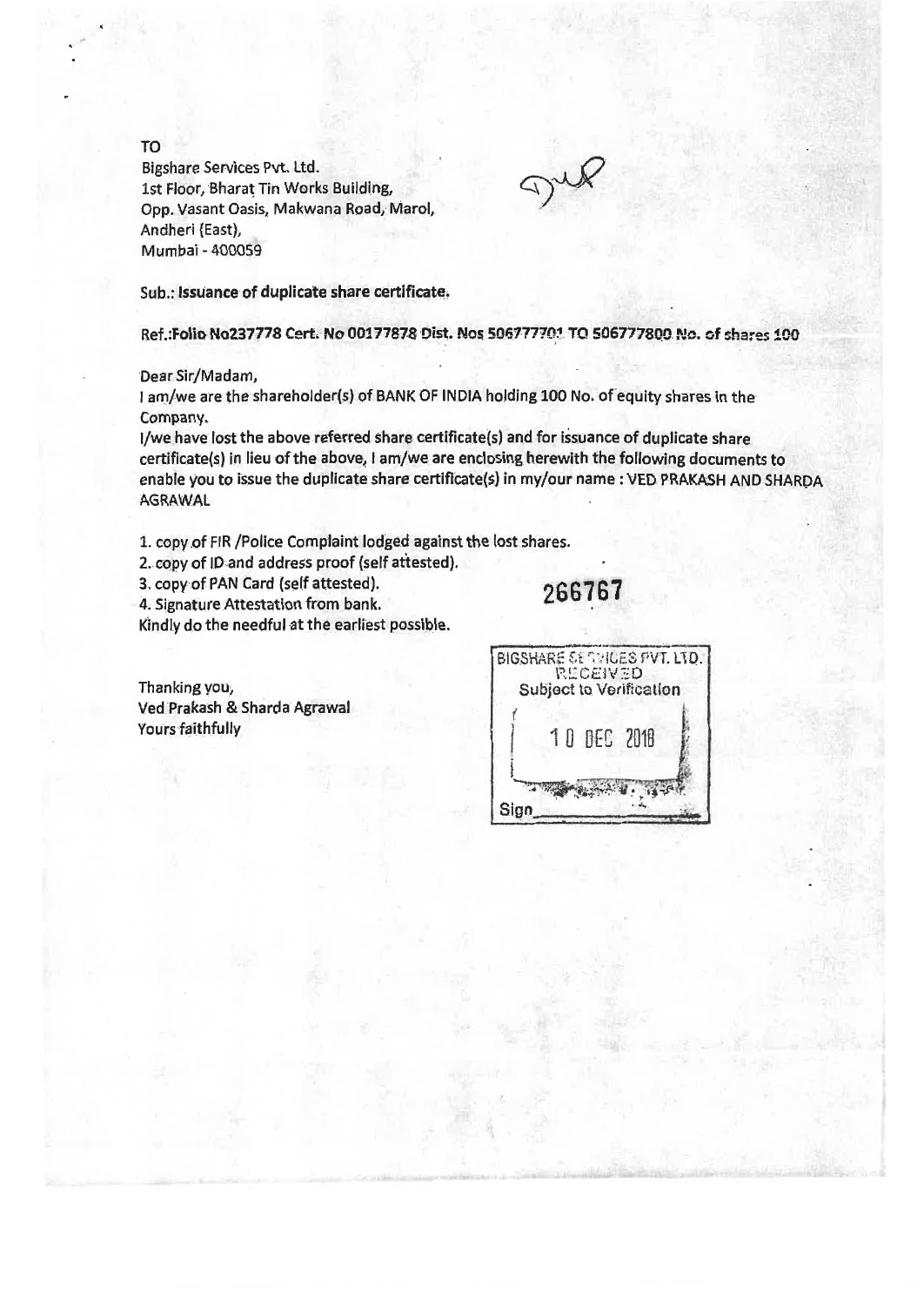TO
Bigshare Services Pvt. Ltd.
1st Floor, Bharat Tin Works Building,
Opp. Vasant Oasis, Makwana Road, Marol,
Andheri (East),
Mumbai - 400059

Sub.: **Issuance of duplicate share certificate.**

**Ref.:Folio No237778 Cert. No 00177878 Dist. Nos 506777701 TO 506777800 No. of shares 100**

Dear Sir/Madam,

I am/we are the shareholder(s) of BANK OF INDIA holding 100 No. of equity shares in the Company.

I/we have lost the above referred share certificate(s) and for issuance of duplicate share certificate(s) in lieu of the above, I am/we are enclosing herewith the following documents to enable you to issue the duplicate share certificate(s) in my/our name : VED PRAKASH AND SHARDA AGRAWAL

1. copy of FIR /Police Complaint lodged against the lost shares.
2. copy of ID and address proof (self attested).
3. copy of PAN Card (self attested).
4. Signature Attestation from bank.

Kindly do the needful at the earliest possible.

266767

Thanking you,
Ved Prakash & Sharda Agrawal
Yours faithfully

BIGSHARE SERVICES PVT. LTD.
RECEIVED
Subject to Verification
10 DEC 2018
Sign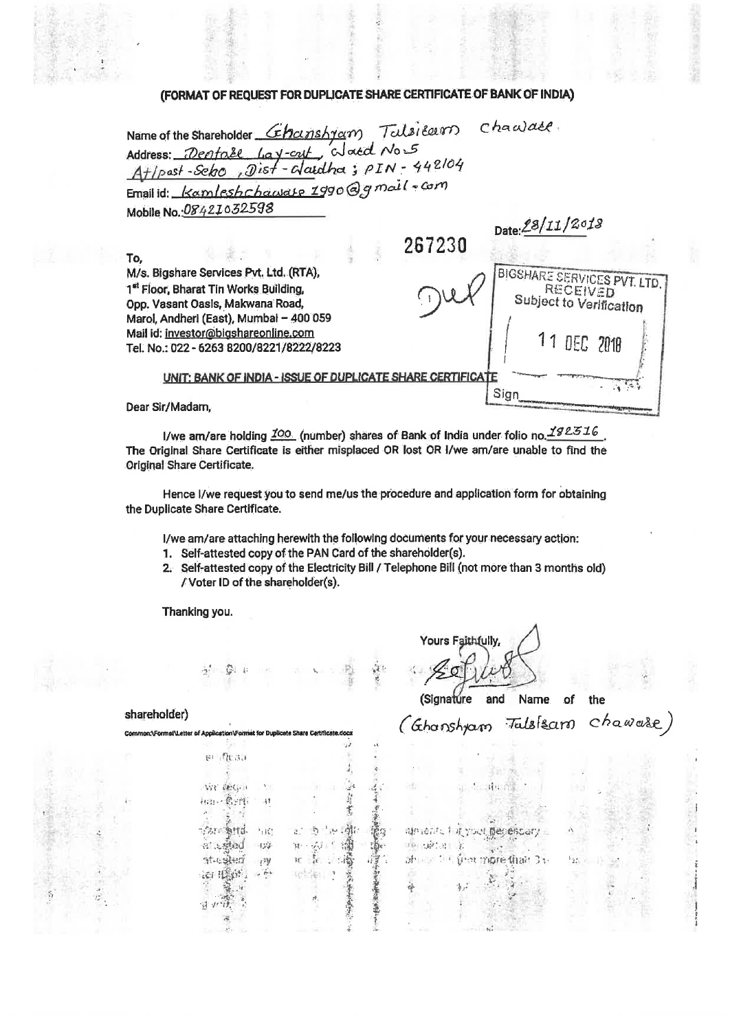## (FORMAT OF REQUEST FOR DUPLICATE SHARE CERTIFICATE OF BANK OF INDIA)

Name of the Shareholder: Ghanshyam Tulsiram Chawale.
Address: Deotale Lay-out, Ward No-5 At/post-Selo, Dist-Wardha; PIN-442104
Email id: kamleshchawale1990@gmail.com
Mobile No.: 08421032598

Date: 28/11/2018

267230

To,
M/s. Bigshare Services Pvt. Ltd. (RTA),
1st Floor, Bharat Tin Works Building,
Opp. Vasant Oasis, Makwana Road,
Marol, Andheri (East), Mumbai – 400 059
Mail id: investor@bigshareonline.com
Tel. No.: 022 - 6263 8200/8221/8222/8223

Dup

BIGSHARE SERVICES PVT. LTD.
RECEIVED
Subject to Verification
11 DEC 2018
Sign

**UNIT: BANK OF INDIA - ISSUE OF DUPLICATE SHARE CERTIFICATE**

Dear Sir/Madam,

I/we am/are holding 100 (number) shares of Bank of India under folio no. 182516. The Original Share Certificate is either misplaced OR lost OR I/we am/are unable to find the Original Share Certificate.

Hence I/we request you to send me/us the procedure and application form for obtaining the Duplicate Share Certificate.

I/we am/are attaching herewith the following documents for your necessary action:

1. Self-attested copy of the PAN Card of the shareholder(s).
2. Self-attested copy of the Electricity Bill / Telephone Bill (not more than 3 months old) / Voter ID of the shareholder(s).

Thanking you.

Yours Faithfully,

(Signature and Name of the shareholder)

(Ghanshyam Tulsiram Chawale)

Common:\Format\Letter of Application\Format for Duplicate Share Certificate.docx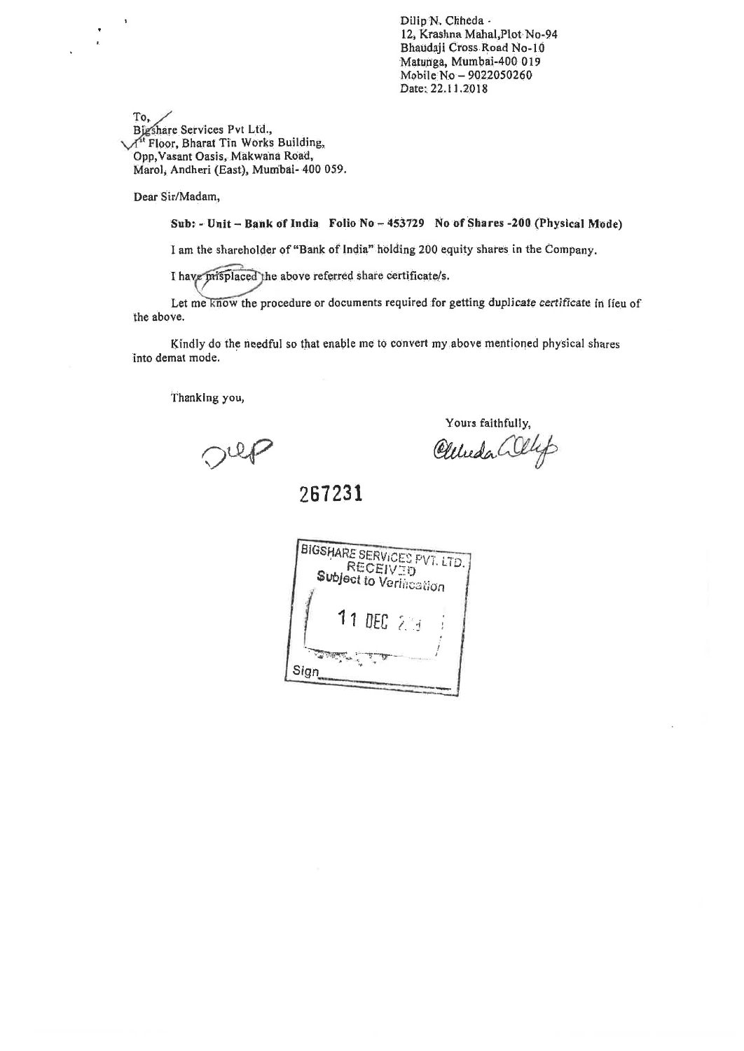Dilip N. Chheda
12, Krashna Mahal, Plot No-94
Bhaudaji Cross Road No-10
Matunga, Mumbai-400 019
Mobile No – 9022050260
Date: 22.11.2018

To,
Bigshare Services Pvt Ltd.,
1st Floor, Bharat Tin Works Building,
Opp, Vasant Oasis, Makwana Road,
Marol, Andheri (East), Mumbai- 400 059.

Dear Sir/Madam,

**Sub: - Unit – Bank of India Folio No – 453729 No of Shares -200 (Physical Mode)**

I am the shareholder of "Bank of India" holding 200 equity shares in the Company.

I have misplaced the above referred share certificate/s.

Let me know the procedure or documents required for getting duplicate *certificate* in lieu of the above.

Kindly do the needful so that enable me to convert my above mentioned physical shares into demat mode.

Thanking you,

Yours faithfully,

Chheda Dilip

**267231**

BIGSHARE SERVICES PVT. LTD.
RECEIVED
Subject to Verification
11 DEC 2018
Sign